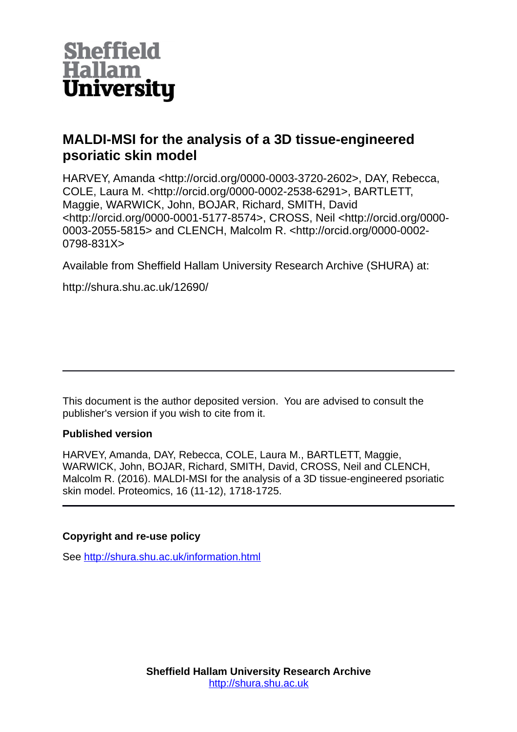# Sheffield Hallam University

## MALDI-MSI for the analysis of a 3D tissue-engineered psoriatic skin model

HARVEY, Amanda <http://orcid.org/0000-0003-3720-2602>, DAY, Rebecca, COLE, Laura M. <http://orcid.org/0000-0002-2538-6291>, BARTLETT, Maggie, WARWICK, John, BOJAR, Richard, SMITH, David <http://orcid.org/0000-0001-5177-8574>, CROSS, Neil <http://orcid.org/0000-0003-2055-5815> and CLENCH, Malcolm R. <http://orcid.org/0000-0002-0798-831X>

Available from Sheffield Hallam University Research Archive (SHURA) at:

http://shura.shu.ac.uk/12690/

---

This document is the author deposited version. You are advised to consult the publisher's version if you wish to cite from it.

**Published version**

HARVEY, Amanda, DAY, Rebecca, COLE, Laura M., BARTLETT, Maggie, WARWICK, John, BOJAR, Richard, SMITH, David, CROSS, Neil and CLENCH, Malcolm R. (2016). MALDI-MSI for the analysis of a 3D tissue-engineered psoriatic skin model. Proteomics, 16 (11-12), 1718-1725.

---

**Copyright and re-use policy**

See http://shura.shu.ac.uk/information.html

**Sheffield Hallam University Research Archive**
http://shura.shu.ac.uk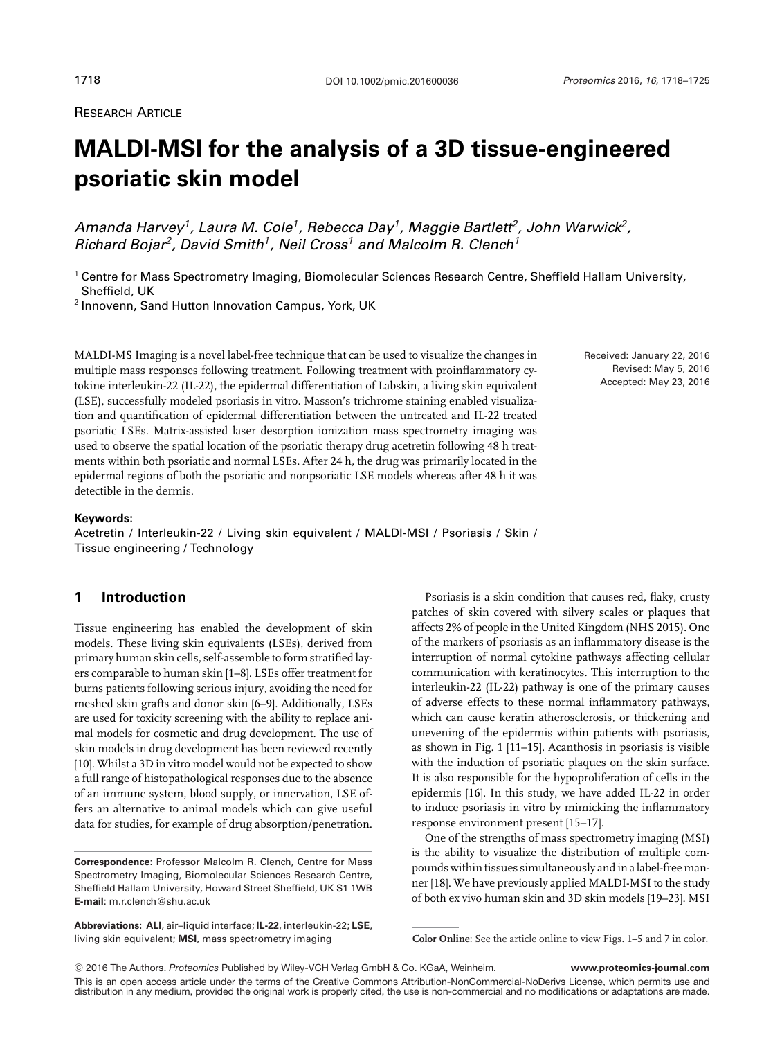Research Article

# MALDI-MSI for the analysis of a 3D tissue-engineered psoriatic skin model

*Amanda Harvey[1], Laura M. Cole[1], Rebecca Day[1], Maggie Bartlett[2], John Warwick[2], Richard Bojar[2], David Smith[1], Neil Cross[1] and Malcolm R. Clench[1]*

[1] Centre for Mass Spectrometry Imaging, Biomolecular Sciences Research Centre, Sheffield Hallam University, Sheffield, UK

[2] Innovenn, Sand Hutton Innovation Campus, York, UK

MALDI-MS Imaging is a novel label-free technique that can be used to visualize the changes in multiple mass responses following treatment. Following treatment with proinflammatory cytokine interleukin-22 (IL-22), the epidermal differentiation of Labskin, a living skin equivalent (LSE), successfully modeled psoriasis in vitro. Masson's trichrome staining enabled visualization and quantification of epidermal differentiation between the untreated and IL-22 treated psoriatic LSEs. Matrix-assisted laser desorption ionization mass spectrometry imaging was used to observe the spatial location of the psoriatic therapy drug acetretin following 48 h treatments within both psoriatic and normal LSEs. After 24 h, the drug was primarily located in the epidermal regions of both the psoriatic and nonpsoriatic LSE models whereas after 48 h it was detectible in the dermis.

Received: January 22, 2016
Revised: May 5, 2016
Accepted: May 23, 2016

**Keywords:**
Acetretin / Interleukin-22 / Living skin equivalent / MALDI-MSI / Psoriasis / Skin / Tissue engineering / Technology

## 1 Introduction

Tissue engineering has enabled the development of skin models. These living skin equivalents (LSEs), derived from primary human skin cells, self-assemble to form stratified layers comparable to human skin [1–8]. LSEs offer treatment for burns patients following serious injury, avoiding the need for meshed skin grafts and donor skin [6–9]. Additionally, LSEs are used for toxicity screening with the ability to replace animal models for cosmetic and drug development. The use of skin models in drug development has been reviewed recently [10]. Whilst a 3D in vitro model would not be expected to show a full range of histopathological responses due to the absence of an immune system, blood supply, or innervation, LSE offers an alternative to animal models which can give useful data for studies, for example of drug absorption/penetration.

Psoriasis is a skin condition that causes red, flaky, crusty patches of skin covered with silvery scales or plaques that affects 2% of people in the United Kingdom (NHS 2015). One of the markers of psoriasis as an inflammatory disease is the interruption of normal cytokine pathways affecting cellular communication with keratinocytes. This interruption to the interleukin-22 (IL-22) pathway is one of the primary causes of adverse effects to these normal inflammatory pathways, which can cause keratin atherosclerosis, or thickening and unevening of the epidermis within patients with psoriasis, as shown in Fig. 1 [11–15]. Acanthosis in psoriasis is visible with the induction of psoriatic plaques on the skin surface. It is also responsible for the hypoproliferation of cells in the epidermis [16]. In this study, we have added IL-22 in order to induce psoriasis in vitro by mimicking the inflammatory response environment present [15–17].

One of the strengths of mass spectrometry imaging (MSI) is the ability to visualize the distribution of multiple compounds within tissues simultaneously and in a label-free manner [18]. We have previously applied MALDI-MSI to the study of both ex vivo human skin and 3D skin models [19–23]. MSI

**Correspondence**: Professor Malcolm R. Clench, Centre for Mass Spectrometry Imaging, Biomolecular Sciences Research Centre, Sheffield Hallam University, Howard Street Sheffield, UK S1 1WB
**E-mail**: m.r.clench@shu.ac.uk

**Abbreviations: ALI**, air–liquid interface; **IL-22**, interleukin-22; **LSE**, living skin equivalent; **MSI**, mass spectrometry imaging

**Color Online**: See the article online to view Figs. 1–5 and 7 in color.

© 2016 The Authors. *Proteomics* Published by Wiley-VCH Verlag GmbH & Co. KGaA, Weinheim.

This is an open access article under the terms of the Creative Commons Attribution-NonCommercial-NoDerivs License, which permits use and distribution in any medium, provided the original work is properly cited, the use is non-commercial and no modifications or adaptations are made.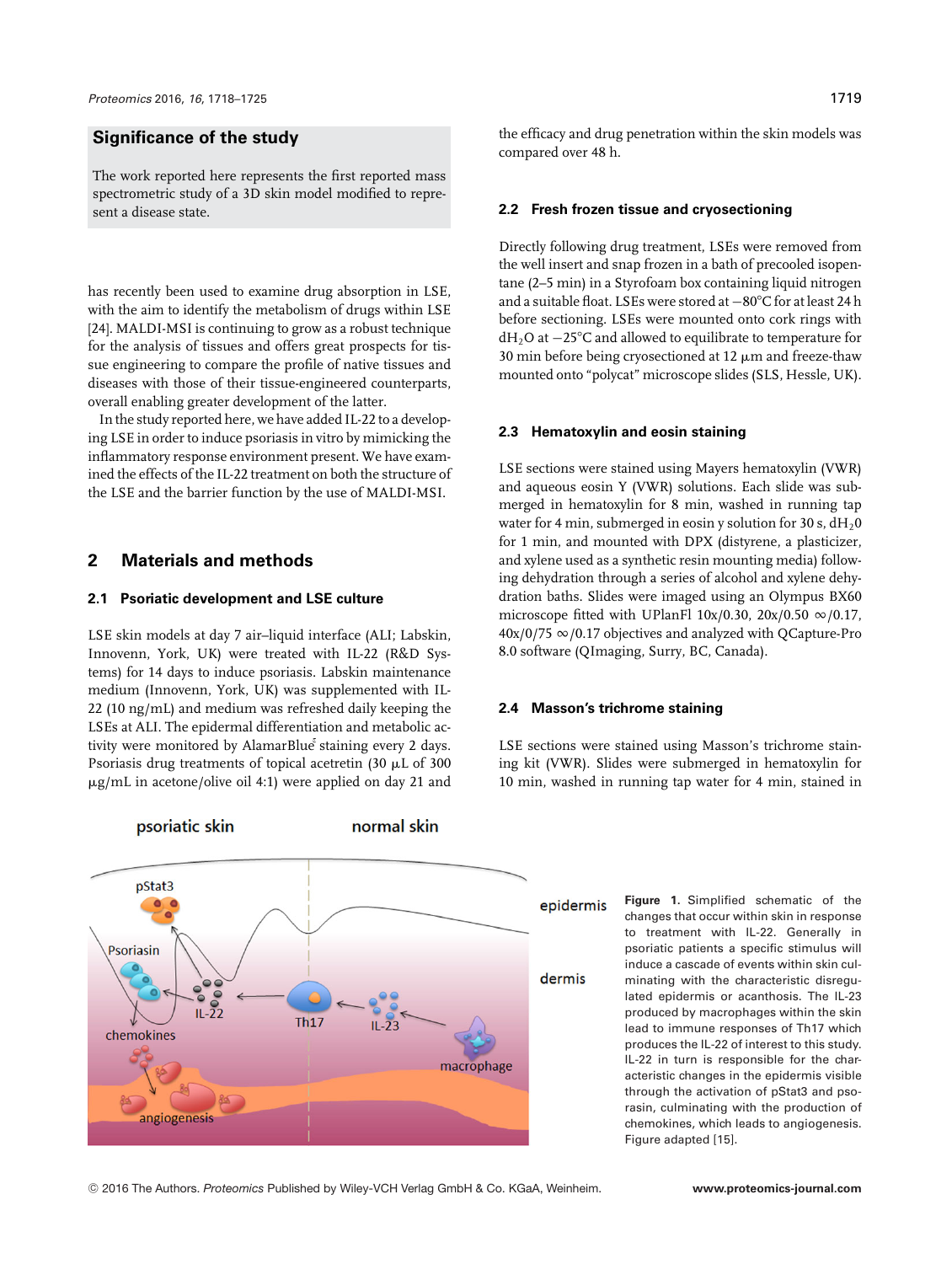## Significance of the study

The work reported here represents the first reported mass spectrometric study of a 3D skin model modified to represent a disease state.

has recently been used to examine drug absorption in LSE, with the aim to identify the metabolism of drugs within LSE [24]. MALDI-MSI is continuing to grow as a robust technique for the analysis of tissues and offers great prospects for tissue engineering to compare the profile of native tissues and diseases with those of their tissue-engineered counterparts, overall enabling greater development of the latter.

In the study reported here, we have added IL-22 to a developing LSE in order to induce psoriasis in vitro by mimicking the inflammatory response environment present. We have examined the effects of the IL-22 treatment on both the structure of the LSE and the barrier function by the use of MALDI-MSI.

## 2 Materials and methods

### 2.1 Psoriatic development and LSE culture

LSE skin models at day 7 air–liquid interface (ALI; Labskin, Innovenn, York, UK) were treated with IL-22 (R&D Systems) for 14 days to induce psoriasis. Labskin maintenance medium (Innovenn, York, UK) was supplemented with IL-22 (10 ng/mL) and medium was refreshed daily keeping the LSEs at ALI. The epidermal differentiation and metabolic activity were monitored by AlamarBlue® staining every 2 days. Psoriasis drug treatments of topical acetretin (30 μL of 300 μg/mL in acetone/olive oil 4:1) were applied on day 21 and the efficacy and drug penetration within the skin models was compared over 48 h.

### 2.2 Fresh frozen tissue and cryosectioning

Directly following drug treatment, LSEs were removed from the well insert and snap frozen in a bath of precooled isopentane (2–5 min) in a Styrofoam box containing liquid nitrogen and a suitable float. LSEs were stored at −80°C for at least 24 h before sectioning. LSEs were mounted onto cork rings with $dH_2O$ at −25°C and allowed to equilibrate to temperature for 30 min before being cryosectioned at 12 μm and freeze-thaw mounted onto "polycat" microscope slides (SLS, Hessle, UK).

### 2.3 Hematoxylin and eosin staining

LSE sections were stained using Mayers hematoxylin (VWR) and aqueous eosin Y (VWR) solutions. Each slide was submerged in hematoxylin for 8 min, washed in running tap water for 4 min, submerged in eosin y solution for 30 s, $dH_20$ for 1 min, and mounted with DPX (distyrene, a plasticizer, and xylene used as a synthetic resin mounting media) following dehydration through a series of alcohol and xylene dehydration baths. Slides were imaged using an Olympus BX60 microscope fitted with UPlanFl 10x/0.30, 20x/0.50 ∞/0.17, 40x/0/75 ∞/0.17 objectives and analyzed with QCapture-Pro 8.0 software (QImaging, Surry, BC, Canada).

### 2.4 Masson's trichrome staining

LSE sections were stained using Masson's trichrome staining kit (VWR). Slides were submerged in hematoxylin for 10 min, washed in running tap water for 4 min, stained in

**Figure 1.** Simplified schematic of the changes that occur within skin in response to treatment with IL-22. Generally in psoriatic patients a specific stimulus will induce a cascade of events within skin culminating with the characteristic disregulated epidermis or acanthosis. The IL-23 produced by macrophages within the skin lead to immune responses of Th17 which produces the IL-22 of interest to this study. IL-22 in turn is responsible for the characteristic changes in the epidermis visible through the activation of pStat3 and psorasin, culminating with the production of chemokines, which leads to angiogenesis. Figure adapted [15].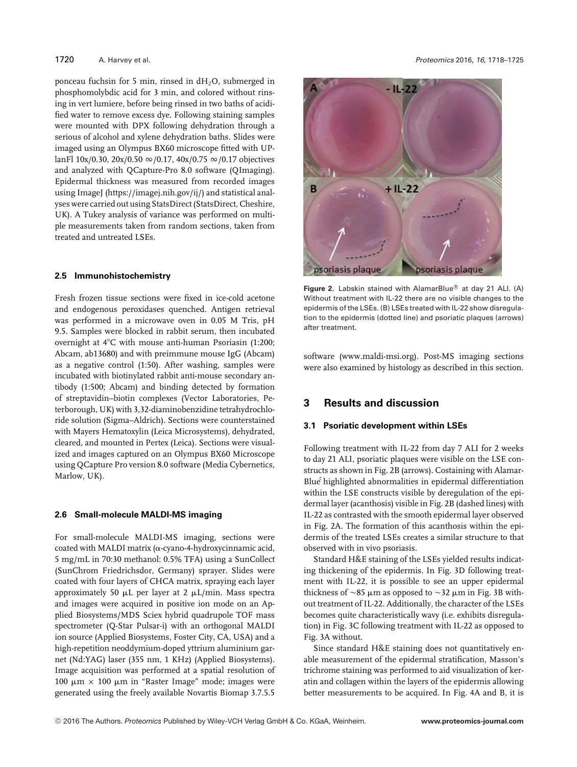ponceau fuchsin for 5 min, rinsed in $dH_2O$, submerged in phosphomolybdic acid for 3 min, and colored without rinsing in vert lumiere, before being rinsed in two baths of acidified water to remove excess dye. Following staining samples were mounted with DPX following dehydration through a serious of alcohol and xylene dehydration baths. Slides were imaged using an Olympus BX60 microscope fitted with UPlanFl 10x/0.30, 20x/0.50 ∞/0.17, 40x/0.75 ∞/0.17 objectives and analyzed with QCapture-Pro 8.0 software (QImaging). Epidermal thickness was measured from recorded images using ImageJ (https://imagej.nih.gov/ij/) and statistical analyses were carried out using StatsDirect (StatsDirect, Cheshire, UK). A Tukey analysis of variance was performed on multiple measurements taken from random sections, taken from treated and untreated LSEs.

### 2.5 Immunohistochemistry

Fresh frozen tissue sections were fixed in ice-cold acetone and endogenous peroxidases quenched. Antigen retrieval was performed in a microwave oven in 0.05 M Tris, pH 9.5. Samples were blocked in rabbit serum, then incubated overnight at 4°C with mouse anti-human Psoriasin (1:200; Abcam, ab13680) and with preimmune mouse IgG (Abcam) as a negative control (1:50). After washing, samples were incubated with biotinylated rabbit anti-mouse secondary antibody (1:500; Abcam) and binding detected by formation of streptavidin–biotin complexes (Vector Laboratories, Peterborough, UK) with 3,32-diaminobenzidine tetrahydrochloride solution (Sigma–Aldrich). Sections were counterstained with Mayers Hematoxylin (Leica Microsystems), dehydrated, cleared, and mounted in Pertex (Leica). Sections were visualized and images captured on an Olympus BX60 Microscope using QCapture Pro version 8.0 software (Media Cybernetics, Marlow, UK).

### 2.6 Small-molecule MALDI-MS imaging

For small-molecule MALDI-MS imaging, sections were coated with MALDI matrix (α-cyano-4-hydroxycinnamic acid, 5 mg/mL in 70:30 methanol: 0.5% TFA) using a SunCollect (SunChrom Friedrichsdor, Germany) sprayer. Slides were coated with four layers of CHCA matrix, spraying each layer approximately 50 μL per layer at 2 μL/min. Mass spectra and images were acquired in positive ion mode on an Applied Biosystems/MDS Sciex hybrid quadrupole TOF mass spectrometer (Q-Star Pulsar-i) with an orthogonal MALDI ion source (Applied Biosystems, Foster City, CA, USA) and a high-repetition neoddymium-doped yttrium aluminium garnet (Nd:YAG) laser (355 nm, 1 KHz) (Applied Biosystems). Image acquisition was performed at a spatial resolution of 100 μm × 100 μm in "Raster Image" mode; images were generated using the freely available Novartis Biomap 3.7.5.5 software (www.maldi-msi.org). Post-MS imaging sections were also examined by histology as described in this section.

**Figure 2.** Labskin stained with AlamarBlue® at day 21 ALI. (A) Without treatment with IL-22 there are no visible changes to the epidermis of the LSEs. (B) LSEs treated with IL-22 show disregulation to the epidermis (dotted line) and psoriatic plaques (arrows) after treatment.

## 3 Results and discussion

### 3.1 Psoriatic development within LSEs

Following treatment with IL-22 from day 7 ALI for 2 weeks to day 21 ALI, psoriatic plaques were visible on the LSE constructs as shown in Fig. 2B (arrows). Costaining with AlamarBlue highlighted abnormalities in epidermal differentiation within the LSE constructs visible by deregulation of the epidermal layer (acanthosis) visible in Fig. 2B (dashed lines) with IL-22 as contrasted with the smooth epidermal layer observed in Fig. 2A. The formation of this acanthosis within the epidermis of the treated LSEs creates a similar structure to that observed with in vivo psoriasis.

Standard H&E staining of the LSEs yielded results indicating thickening of the epidermis. In Fig. 3D following treatment with IL-22, it is possible to see an upper epidermal thickness of ~85 μm as opposed to ~32 μm in Fig. 3B without treatment of IL-22. Additionally, the character of the LSEs becomes quite characteristically wavy (i.e. exhibits disregulation) in Fig. 3C following treatment with IL-22 as opposed to Fig. 3A without.

Since standard H&E staining does not quantitatively enable measurement of the epidermal stratification, Masson's trichrome staining was performed to aid visualization of keratin and collagen within the layers of the epidermis allowing better measurements to be acquired. In Fig. 4A and B, it is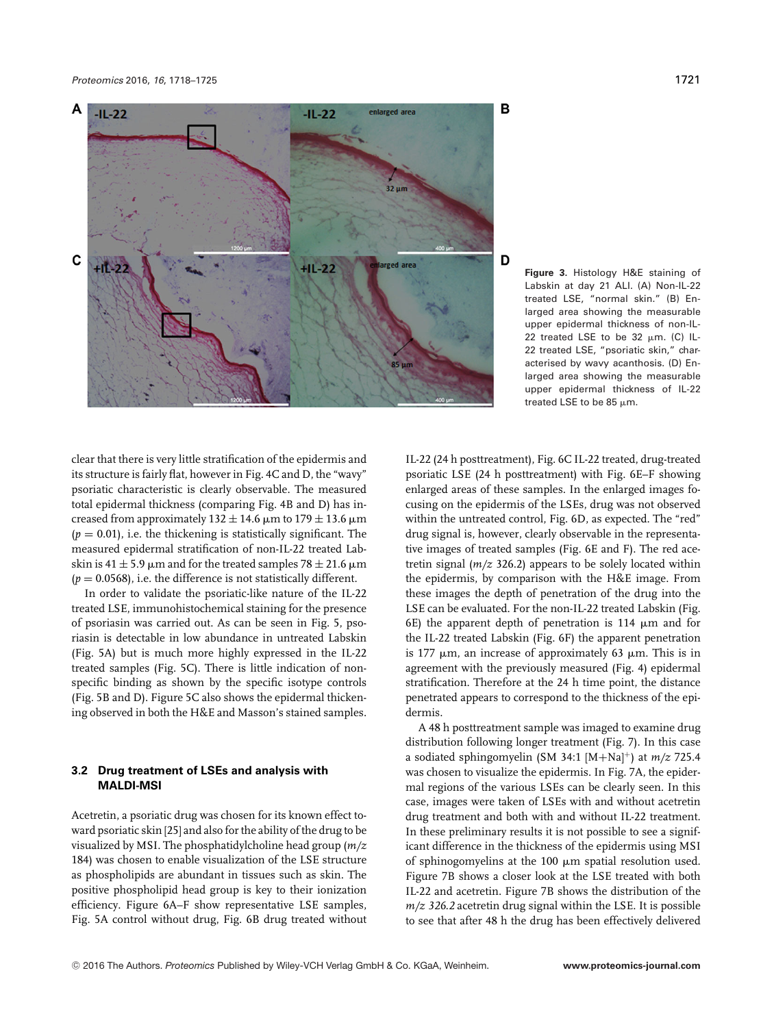Figure 3. Histology H&E staining of Labskin at day 21 ALI. (A) Non-IL-22 treated LSE, "normal skin." (B) Enlarged area showing the measurable upper epidermal thickness of non-IL-22 treated LSE to be 32 μm. (C) IL-22 treated LSE, "psoriatic skin," characterised by wavy acanthosis. (D) Enlarged area showing the measurable upper epidermal thickness of IL-22 treated LSE to be 85 μm.

clear that there is very little stratification of the epidermis and its structure is fairly flat, however in Fig. 4C and D, the "wavy" psoriatic characteristic is clearly observable. The measured total epidermal thickness (comparing Fig. 4B and D) has increased from approximately $132 \pm 14.6$ μm to $179 \pm 13.6$ μm ($p = 0.01$), i.e. the thickening is statistically significant. The measured epidermal stratification of non-IL-22 treated Labskin is $41 \pm 5.9$ μm and for the treated samples $78 \pm 21.6$ μm ($p = 0.0568$), i.e. the difference is not statistically different.

In order to validate the psoriatic-like nature of the IL-22 treated LSE, immunohistochemical staining for the presence of psoriasin was carried out. As can be seen in Fig. 5, psoriasin is detectable in low abundance in untreated Labskin (Fig. 5A) but is much more highly expressed in the IL-22 treated samples (Fig. 5C). There is little indication of non-specific binding as shown by the specific isotype controls (Fig. 5B and D). Figure 5C also shows the epidermal thickening observed in both the H&E and Masson's stained samples.

### 3.2 Drug treatment of LSEs and analysis with MALDI-MSI

Acetretin, a psoriatic drug was chosen for its known effect toward psoriatic skin [25] and also for the ability of the drug to be visualized by MSI. The phosphatidylcholine head group (*m/z* 184) was chosen to enable visualization of the LSE structure as phospholipids are abundant in tissues such as skin. The positive phospholipid head group is key to their ionization efficiency. Figure 6A–F show representative LSE samples, Fig. 5A control without drug, Fig. 6B drug treated without IL-22 (24 h posttreatment), Fig. 6C IL-22 treated, drug-treated psoriatic LSE (24 h posttreatment) with Fig. 6E–F showing enlarged areas of these samples. In the enlarged images focusing on the epidermis of the LSEs, drug was not observed within the untreated control, Fig. 6D, as expected. The "red" drug signal is, however, clearly observable in the representative images of treated samples (Fig. 6E and F). The red acetretin signal (*m/z* 326.2) appears to be solely located within the epidermis, by comparison with the H&E image. From these images the depth of penetration of the drug into the LSE can be evaluated. For the non-IL-22 treated Labskin (Fig. 6E) the apparent depth of penetration is 114 μm and for the IL-22 treated Labskin (Fig. 6F) the apparent penetration is 177 μm, an increase of approximately 63 μm. This is in agreement with the previously measured (Fig. 4) epidermal stratification. Therefore at the 24 h time point, the distance penetrated appears to correspond to the thickness of the epidermis.

A 48 h posttreatment sample was imaged to examine drug distribution following longer treatment (Fig. 7). In this case a sodiated sphingomyelin (SM 34:1 $[M+Na]^+$) at *m/z* 725.4 was chosen to visualize the epidermis. In Fig. 7A, the epidermal regions of the various LSEs can be clearly seen. In this case, images were taken of LSEs with and without acetretin drug treatment and both with and without IL-22 treatment. In these preliminary results it is not possible to see a significant difference in the thickness of the epidermis using MSI of sphingomyelins at the 100 μm spatial resolution used. Figure 7B shows a closer look at the LSE treated with both IL-22 and acetretin. Figure 7B shows the distribution of the *m/z 326.2* acetretin drug signal within the LSE. It is possible to see that after 48 h the drug has been effectively delivered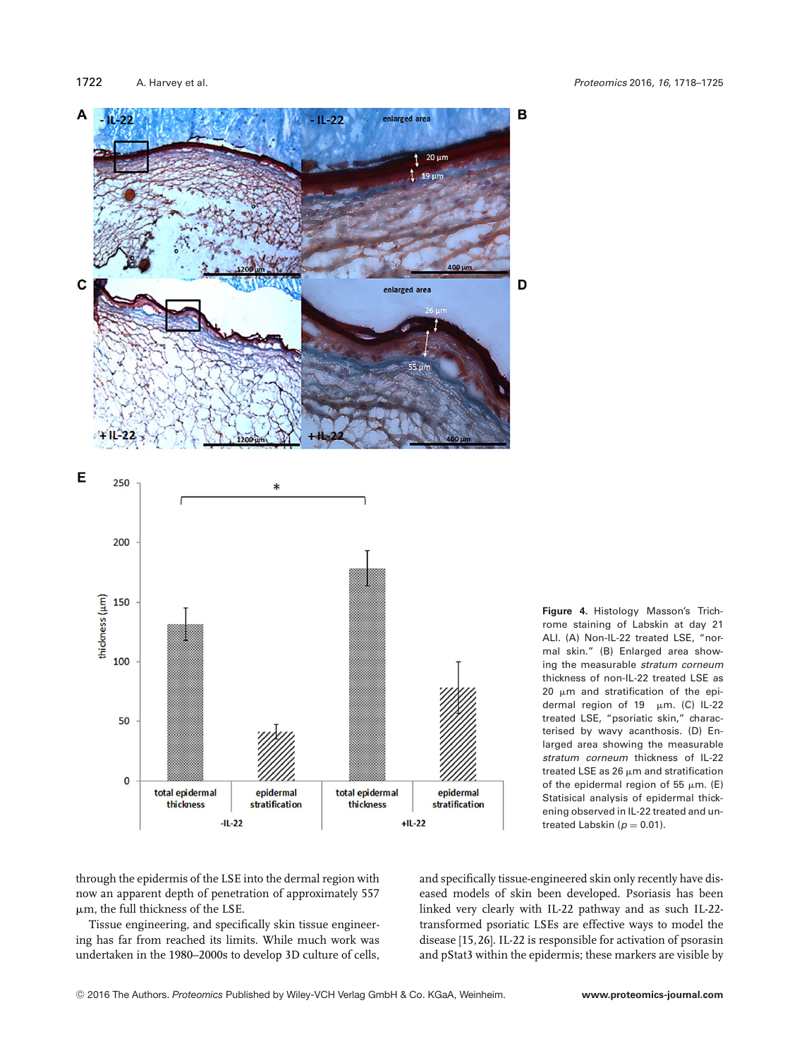**Figure 4.** Histology Masson's Trichrome staining of Labskin at day 21 ALI. (A) Non-IL-22 treated LSE, "normal skin." (B) Enlarged area showing the measurable *stratum corneum* thickness of non-IL-22 treated LSE as 20 μm and stratification of the epidermal region of 19 μm. (C) IL-22 treated LSE, "psoriatic skin," characterised by wavy acanthosis. (D) Enlarged area showing the measurable *stratum corneum* thickness of IL-22 treated LSE as 26 μm and stratification of the epidermal region of 55 μm. (E) Statisical analysis of epidermal thickening observed in IL-22 treated and untreated Labskin ($p = 0.01$).

through the epidermis of the LSE into the dermal region with now an apparent depth of penetration of approximately 557 μm, the full thickness of the LSE.

Tissue engineering, and specifically skin tissue engineering has far from reached its limits. While much work was undertaken in the 1980–2000s to develop 3D culture of cells, and specifically tissue-engineered skin only recently have diseased models of skin been developed. Psoriasis has been linked very clearly with IL-22 pathway and as such IL-22-transformed psoriatic LSEs are effective ways to model the disease [15,26]. IL-22 is responsible for activation of psorasin and pStat3 within the epidermis; these markers are visible by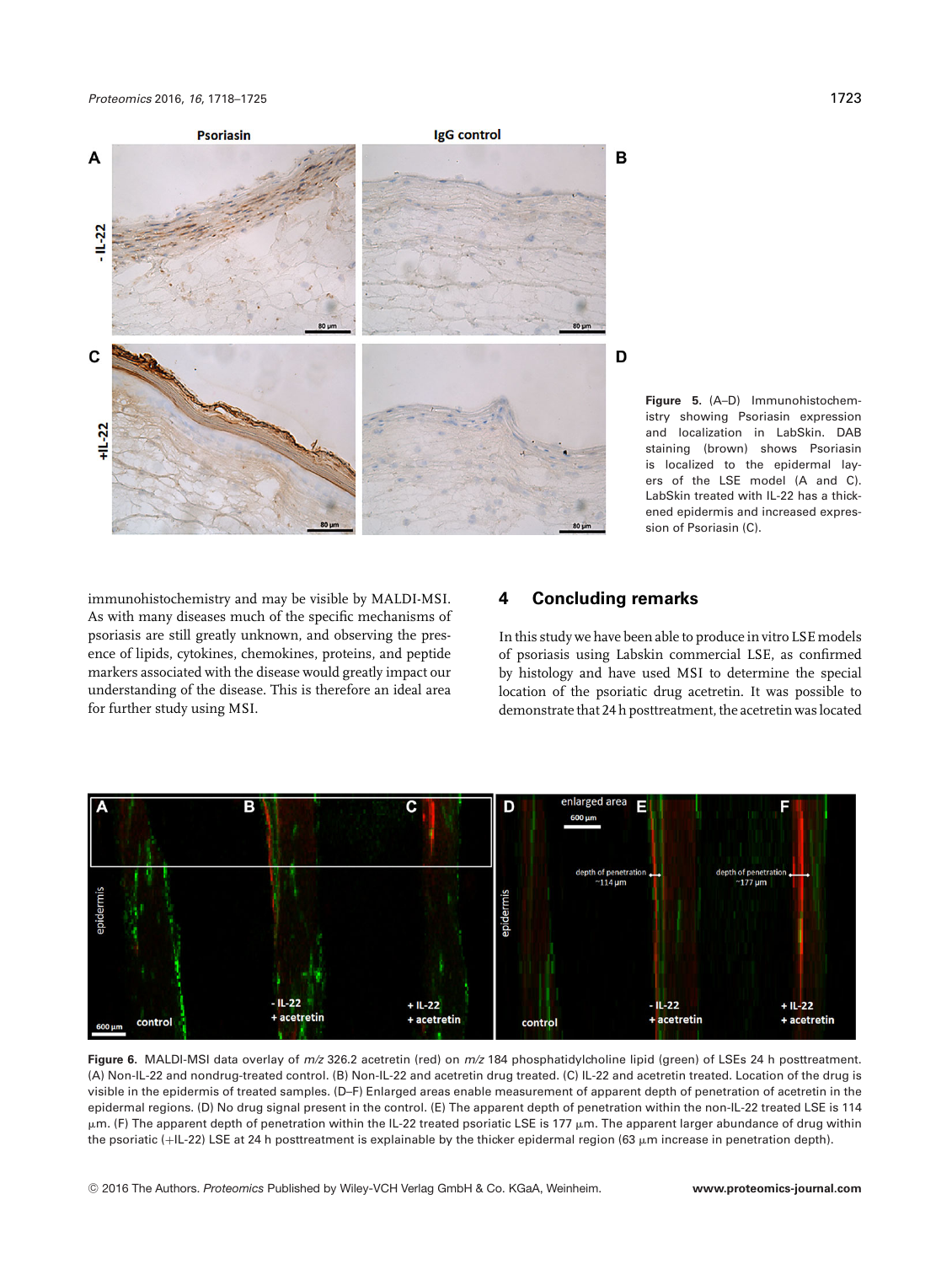Figure 5. (A–D) Immunohistochemistry showing Psoriasin expression and localization in LabSkin. DAB staining (brown) shows Psoriasin is localized to the epidermal layers of the LSE model (A and C). LabSkin treated with IL-22 has a thickened epidermis and increased expression of Psoriasin (C).

immunohistochemistry and may be visible by MALDI-MSI. As with many diseases much of the specific mechanisms of psoriasis are still greatly unknown, and observing the presence of lipids, cytokines, chemokines, proteins, and peptide markers associated with the disease would greatly impact our understanding of the disease. This is therefore an ideal area for further study using MSI.

## 4 Concluding remarks

In this study we have been able to produce in vitro LSE models of psoriasis using Labskin commercial LSE, as confirmed by histology and have used MSI to determine the special location of the psoriatic drug acetretin. It was possible to demonstrate that 24 h posttreatment, the acetretin was located

Figure 6. MALDI-MSI data overlay of *m/z* 326.2 acetretin (red) on *m/z* 184 phosphatidylcholine lipid (green) of LSEs 24 h posttreatment. (A) Non-IL-22 and nondrug-treated control. (B) Non-IL-22 and acetretin drug treated. (C) IL-22 and acetretin treated. Location of the drug is visible in the epidermis of treated samples. (D–F) Enlarged areas enable measurement of apparent depth of penetration of acetretin in the epidermal regions. (D) No drug signal present in the control. (E) The apparent depth of penetration within the non-IL-22 treated LSE is 114 μm. (F) The apparent depth of penetration within the IL-22 treated psoriatic LSE is 177 μm. The apparent larger abundance of drug within the psoriatic (+IL-22) LSE at 24 h posttreatment is explainable by the thicker epidermal region (63 μm increase in penetration depth).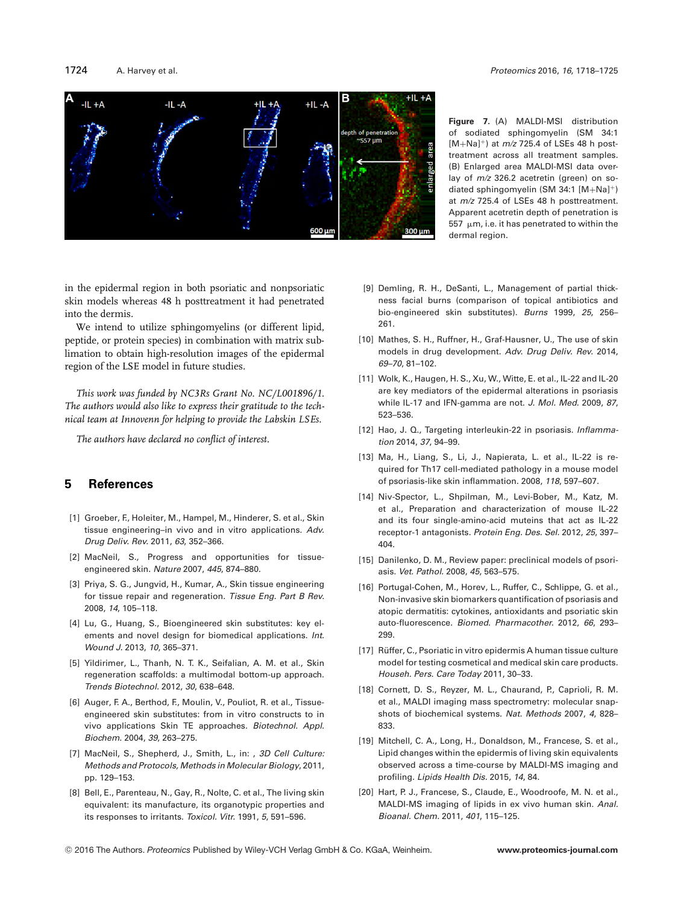Figure 7. (A) MALDI-MSI distribution of sodiated sphingomyelin (SM 34:1 $[M+Na]^+$) at $m/z$ 725.4 of LSEs 48 h post-treatment across all treatment samples. (B) Enlarged area MALDI-MSI data overlay of $m/z$ 326.2 acetretin (green) on sodiated sphingomyelin (SM 34:1 $[M+Na]^+$) at $m/z$ 725.4 of LSEs 48 h posttreatment. Apparent acetretin depth of penetration is 557 μm, i.e. it has penetrated to within the dermal region.

in the epidermal region in both psoriatic and nonpsoriatic skin models whereas 48 h posttreatment it had penetrated into the dermis.

We intend to utilize sphingomyelins (or different lipid, peptide, or protein species) in combination with matrix sublimation to obtain high-resolution images of the epidermal region of the LSE model in future studies.

*This work was funded by NC3Rs Grant No. NC/L001896/1. The authors would also like to express their gratitude to the technical team at Innovenn for helping to provide the Labskin LSEs.*

*The authors have declared no conflict of interest.*

## 5 References

[1] Groeber, F., Holeiter, M., Hampel, M., Hinderer, S. et al., Skin tissue engineering–in vivo and in vitro applications. *Adv. Drug Deliv. Rev.* 2011, *63*, 352–366.

[2] MacNeil, S., Progress and opportunities for tissue-engineered skin. *Nature* 2007, *445*, 874–880.

[3] Priya, S. G., Jungvid, H., Kumar, A., Skin tissue engineering for tissue repair and regeneration. *Tissue Eng. Part B Rev.* 2008, *14*, 105–118.

[4] Lu, G., Huang, S., Bioengineered skin substitutes: key elements and novel design for biomedical applications. *Int. Wound J.* 2013, *10*, 365–371.

[5] Yildirimer, L., Thanh, N. T. K., Seifalian, A. M. et al., Skin regeneration scaffolds: a multimodal bottom-up approach. *Trends Biotechnol.* 2012, *30*, 638–648.

[6] Auger, F. A., Berthod, F., Moulin, V., Pouliot, R. et al., Tissue-engineered skin substitutes: from in vitro constructs to in vivo applications Skin TE approaches. *Biotechnol. Appl. Biochem.* 2004, *39*, 263–275.

[7] MacNeil, S., Shepherd, J., Smith, L., in: , *3D Cell Culture: Methods and Protocols, Methods in Molecular Biology*, 2011, pp. 129–153.

[8] Bell, E., Parenteau, N., Gay, R., Nolte, C. et al., The living skin equivalent: its manufacture, its organotypic properties and its responses to irritants. *Toxicol. Vitr.* 1991, *5*, 591–596.

[9] Demling, R. H., DeSanti, L., Management of partial thickness facial burns (comparison of topical antibiotics and bio-engineered skin substitutes). *Burns* 1999, *25*, 256–261.

[10] Mathes, S. H., Ruffner, H., Graf-Hausner, U., The use of skin models in drug development. *Adv. Drug Deliv. Rev.* 2014, *69–70*, 81–102.

[11] Wolk, K., Haugen, H. S., Xu, W., Witte, E. et al., IL-22 and IL-20 are key mediators of the epidermal alterations in psoriasis while IL-17 and IFN-gamma are not. *J. Mol. Med.* 2009, *87*, 523–536.

[12] Hao, J. Q., Targeting interleukin-22 in psoriasis. *Inflammation* 2014, *37*, 94–99.

[13] Ma, H., Liang, S., Li, J., Napierata, L. et al., IL-22 is required for Th17 cell-mediated pathology in a mouse model of psoriasis-like skin inflammation. 2008, *118*, 597–607.

[14] Niv-Spector, L., Shpilman, M., Levi-Bober, M., Katz, M. et al., Preparation and characterization of mouse IL-22 and its four single-amino-acid muteins that act as IL-22 receptor-1 antagonists. *Protein Eng. Des. Sel.* 2012, *25*, 397–404.

[15] Danilenko, D. M., Review paper: preclinical models of psoriasis. *Vet. Pathol.* 2008, *45*, 563–575.

[16] Portugal-Cohen, M., Horev, L., Ruffer, C., Schlippe, G. et al., Non-invasive skin biomarkers quantification of psoriasis and atopic dermatitis: cytokines, antioxidants and psoriatic skin auto-fluorescence. *Biomed. Pharmacother.* 2012, *66*, 293–299.

[17] Rüffer, C., Psoriatic in vitro epidermis A human tissue culture model for testing cosmetical and medical skin care products. *Househ. Pers. Care Today* 2011, 30–33.

[18] Cornett, D. S., Reyzer, M. L., Chaurand, P., Caprioli, R. M. et al., MALDI imaging mass spectrometry: molecular snapshots of biochemical systems. *Nat. Methods* 2007, *4*, 828–833.

[19] Mitchell, C. A., Long, H., Donaldson, M., Francese, S. et al., Lipid changes within the epidermis of living skin equivalents observed across a time-course by MALDI-MS imaging and profiling. *Lipids Health Dis.* 2015, *14*, 84.

[20] Hart, P. J., Francese, S., Claude, E., Woodroofe, M. N. et al., MALDI-MS imaging of lipids in ex vivo human skin. *Anal. Bioanal. Chem.* 2011, *401*, 115–125.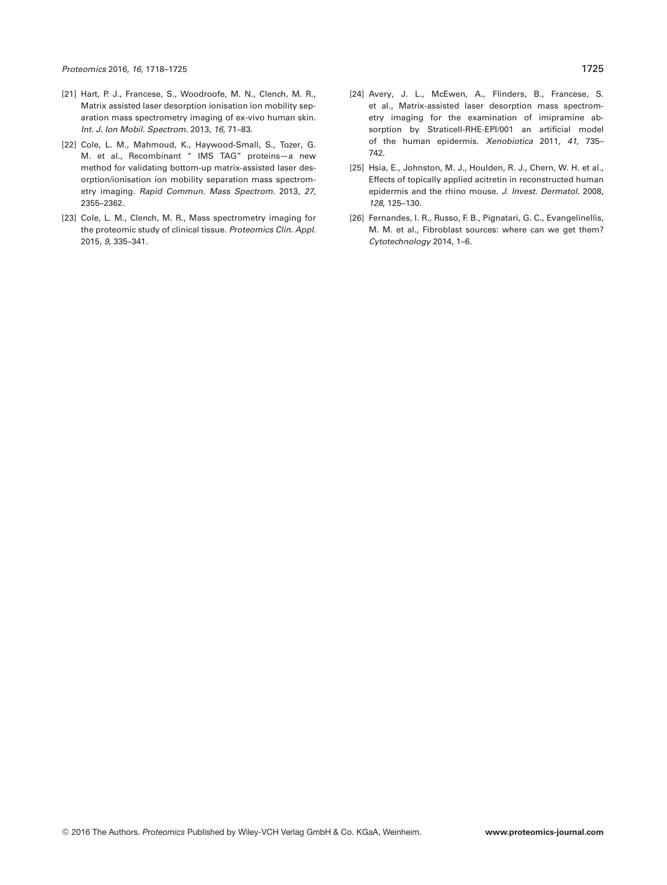[21] Hart, P. J., Francese, S., Woodroofe, M. N., Clench, M. R., Matrix assisted laser desorption ionisation ion mobility separation mass spectrometry imaging of ex-vivo human skin. *Int. J. Ion Mobil. Spectrom.* 2013, *16*, 71–83.

[22] Cole, L. M., Mahmoud, K., Haywood-Small, S., Tozer, G. M. et al., Recombinant " IMS TAG" proteins—a new method for validating bottom-up matrix-assisted laser desorption/ionisation ion mobility separation mass spectrometry imaging. *Rapid Commun. Mass Spectrom.* 2013, *27*, 2355–2362.

[23] Cole, L. M., Clench, M. R., Mass spectrometry imaging for the proteomic study of clinical tissue. *Proteomics Clin. Appl.* 2015, *9*, 335–341.

[24] Avery, J. L., McEwen, A., Flinders, B., Francese, S. et al., Matrix-assisted laser desorption mass spectrometry imaging for the examination of imipramine absorption by Straticell-RHE-EPI/001 an artificial model of the human epidermis. *Xenobiotica* 2011, *41*, 735–742.

[25] Hsia, E., Johnston, M. J., Houlden, R. J., Chern, W. H. et al., Effects of topically applied acitretin in reconstructed human epidermis and the rhino mouse. *J. Invest. Dermatol.* 2008, *128*, 125–130.

[26] Fernandes, I. R., Russo, F. B., Pignatari, G. C., Evangelinellis, M. M. et al., Fibroblast sources: where can we get them? *Cytotechnology* 2014, 1–6.